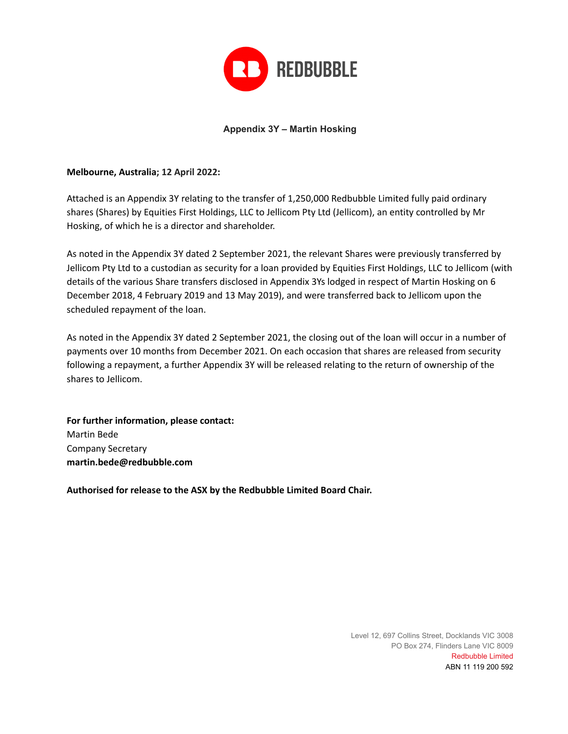REDBUBBLE

## Appendix 3Y – Martin Hosking

**Melbourne, Australia; 12 April 2022:**

Attached is an Appendix 3Y relating to the transfer of 1,250,000 Redbubble Limited fully paid ordinary shares (Shares) by Equities First Holdings, LLC to Jellicom Pty Ltd (Jellicom), an entity controlled by Mr Hosking, of which he is a director and shareholder.

As noted in the Appendix 3Y dated 2 September 2021, the relevant Shares were previously transferred by Jellicom Pty Ltd to a custodian as security for a loan provided by Equities First Holdings, LLC to Jellicom (with details of the various Share transfers disclosed in Appendix 3Ys lodged in respect of Martin Hosking on 6 December 2018, 4 February 2019 and 13 May 2019), and were transferred back to Jellicom upon the scheduled repayment of the loan.

As noted in the Appendix 3Y dated 2 September 2021, the closing out of the loan will occur in a number of payments over 10 months from December 2021. On each occasion that shares are released from security following a repayment, a further Appendix 3Y will be released relating to the return of ownership of the shares to Jellicom.

**For further information, please contact:**
Martin Bede
Company Secretary
**martin.bede@redbubble.com**

**Authorised for release to the ASX by the Redbubble Limited Board Chair.**

Level 12, 697 Collins Street, Docklands VIC 3008
PO Box 274, Flinders Lane VIC 8009
Redbubble Limited
ABN 11 119 200 592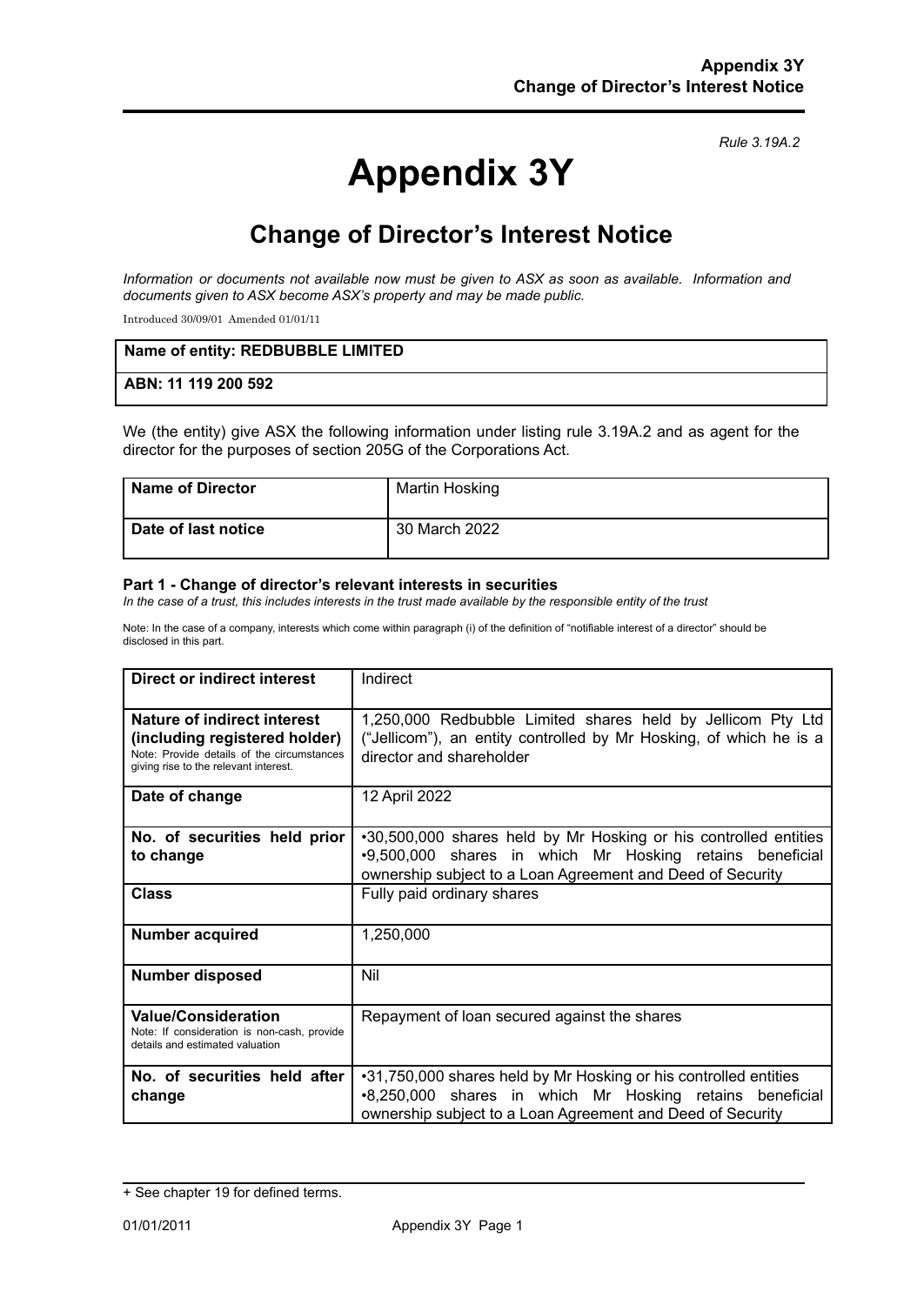*Rule 3.19A.2*

# Appendix 3Y

## Change of Director's Interest Notice

*Information or documents not available now must be given to ASX as soon as available. Information and documents given to ASX become ASX's property and may be made public.*

Introduced 30/09/01 Amended 01/01/11

| **Name of entity: REDBUBBLE LIMITED** |
|---|
| **ABN: 11 119 200 592** |

We (the entity) give ASX the following information under listing rule 3.19A.2 and as agent for the director for the purposes of section 205G of the Corporations Act.

| **Name of Director** | Martin Hosking |
|---|---|
| **Date of last notice** | 30 March 2022 |

#### Part 1 - Change of director's relevant interests in securities

*In the case of a trust, this includes interests in the trust made available by the responsible entity of the trust*

Note: In the case of a company, interests which come within paragraph (i) of the definition of "notifiable interest of a director" should be disclosed in this part.

| **Direct or indirect interest** | Indirect |
|---|---|
| **Nature of indirect interest (including registered holder)** Note: Provide details of the circumstances giving rise to the relevant interest. | 1,250,000 Redbubble Limited shares held by Jellicom Pty Ltd ("Jellicom"), an entity controlled by Mr Hosking, of which he is a director and shareholder |
| **Date of change** | 12 April 2022 |
| **No. of securities held prior to change** | •30,500,000 shares held by Mr Hosking or his controlled entities •9,500,000 shares in which Mr Hosking retains beneficial ownership subject to a Loan Agreement and Deed of Security |
| **Class** | Fully paid ordinary shares |
| **Number acquired** | 1,250,000 |
| **Number disposed** | Nil |
| **Value/Consideration** Note: If consideration is non-cash, provide details and estimated valuation | Repayment of loan secured against the shares |
| **No. of securities held after change** | •31,750,000 shares held by Mr Hosking or his controlled entities •8,250,000 shares in which Mr Hosking retains beneficial ownership subject to a Loan Agreement and Deed of Security |

+ See chapter 19 for defined terms.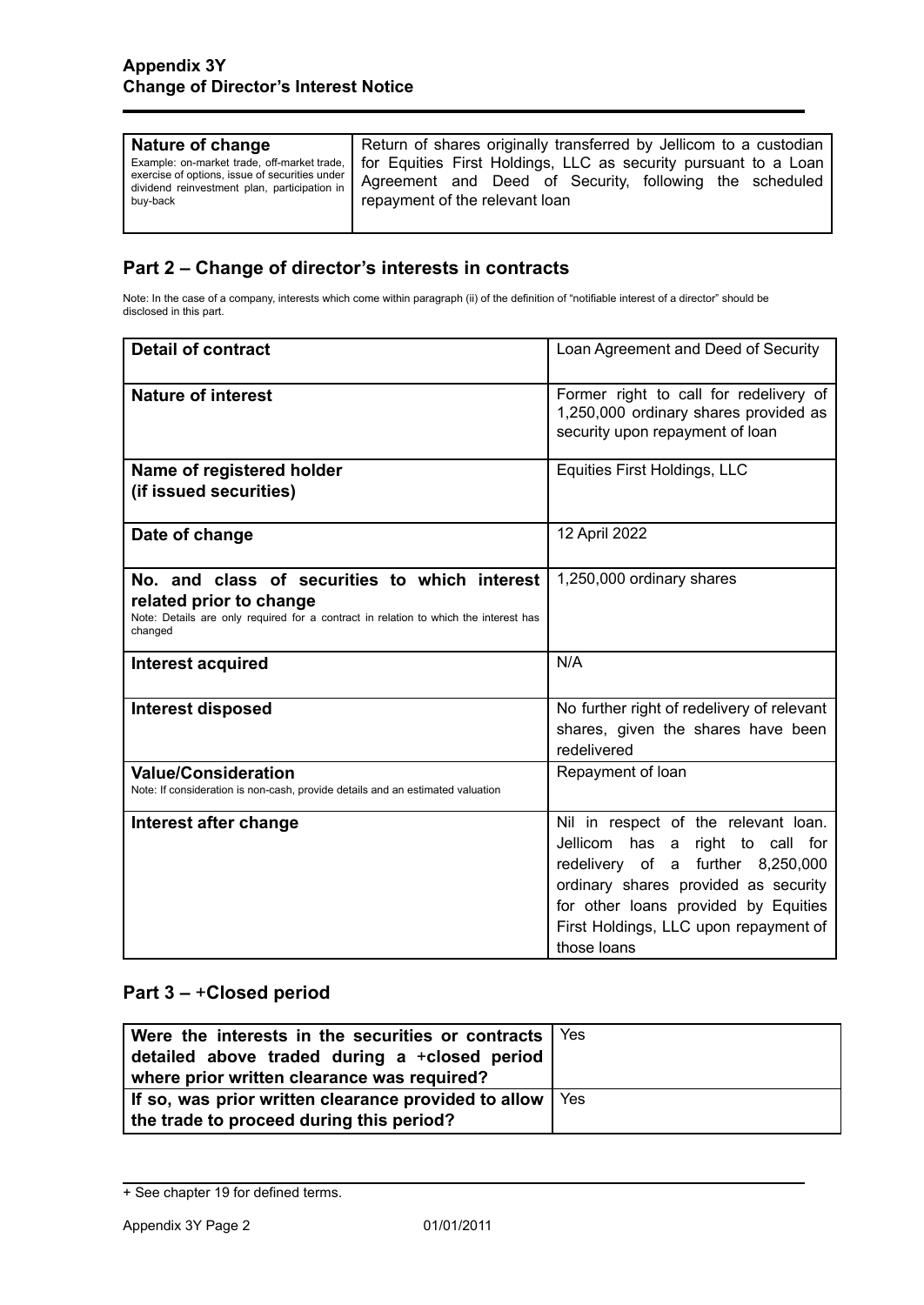## Appendix 3Y
## Change of Director's Interest Notice

| **Nature of change**<br>Example: on-market trade, off-market trade, exercise of options, issue of securities under dividend reinvestment plan, participation in buy-back | Return of shares originally transferred by Jellicom to a custodian for Equities First Holdings, LLC as security pursuant to a Loan Agreement and Deed of Security, following the scheduled repayment of the relevant loan |
|---|---|

## Part 2 – Change of director's interests in contracts

Note: In the case of a company, interests which come within paragraph (ii) of the definition of "notifiable interest of a director" should be disclosed in this part.

| **Detail of contract** | Loan Agreement and Deed of Security |
|---|---|
| **Nature of interest** | Former right to call for redelivery of 1,250,000 ordinary shares provided as security upon repayment of loan |
| **Name of registered holder (if issued securities)** | Equities First Holdings, LLC |
| **Date of change** | 12 April 2022 |
| **No. and class of securities to which interest related prior to change**<br>Note: Details are only required for a contract in relation to which the interest has changed | 1,250,000 ordinary shares |
| **Interest acquired** | N/A |
| **Interest disposed** | No further right of redelivery of relevant shares, given the shares have been redelivered |
| **Value/Consideration**<br>Note: If consideration is non-cash, provide details and an estimated valuation | Repayment of loan |
| **Interest after change** | Nil in respect of the relevant loan. Jellicom has a right to call for redelivery of a further 8,250,000 ordinary shares provided as security for other loans provided by Equities First Holdings, LLC upon repayment of those loans |

## Part 3 – +Closed period

| **Were the interests in the securities or contracts detailed above traded during a +closed period where prior written clearance was required?** | Yes |
|---|---|
| **If so, was prior written clearance provided to allow the trade to proceed during this period?** | Yes |

+ See chapter 19 for defined terms.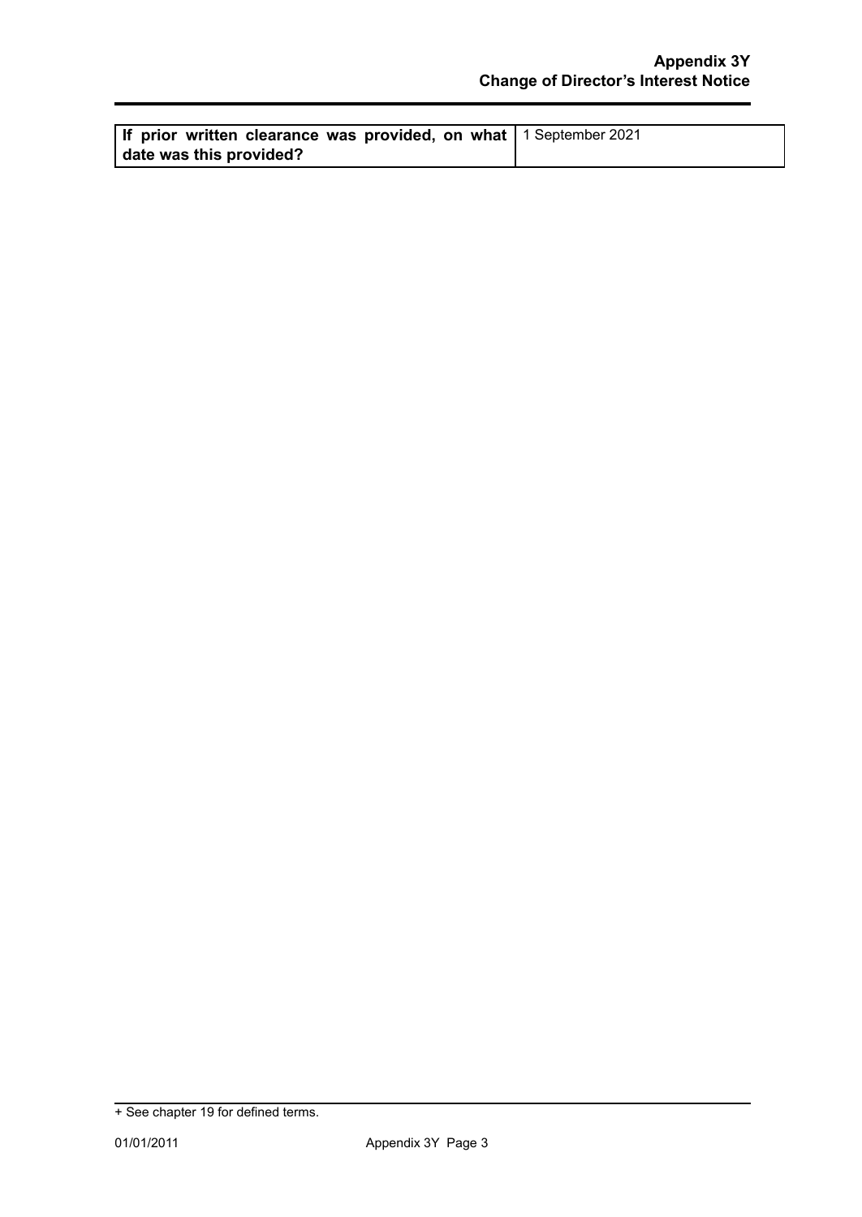| | |
|---|---|
| **If prior written clearance was provided, on what date was this provided?** | 1 September 2021 |

+ See chapter 19 for defined terms.